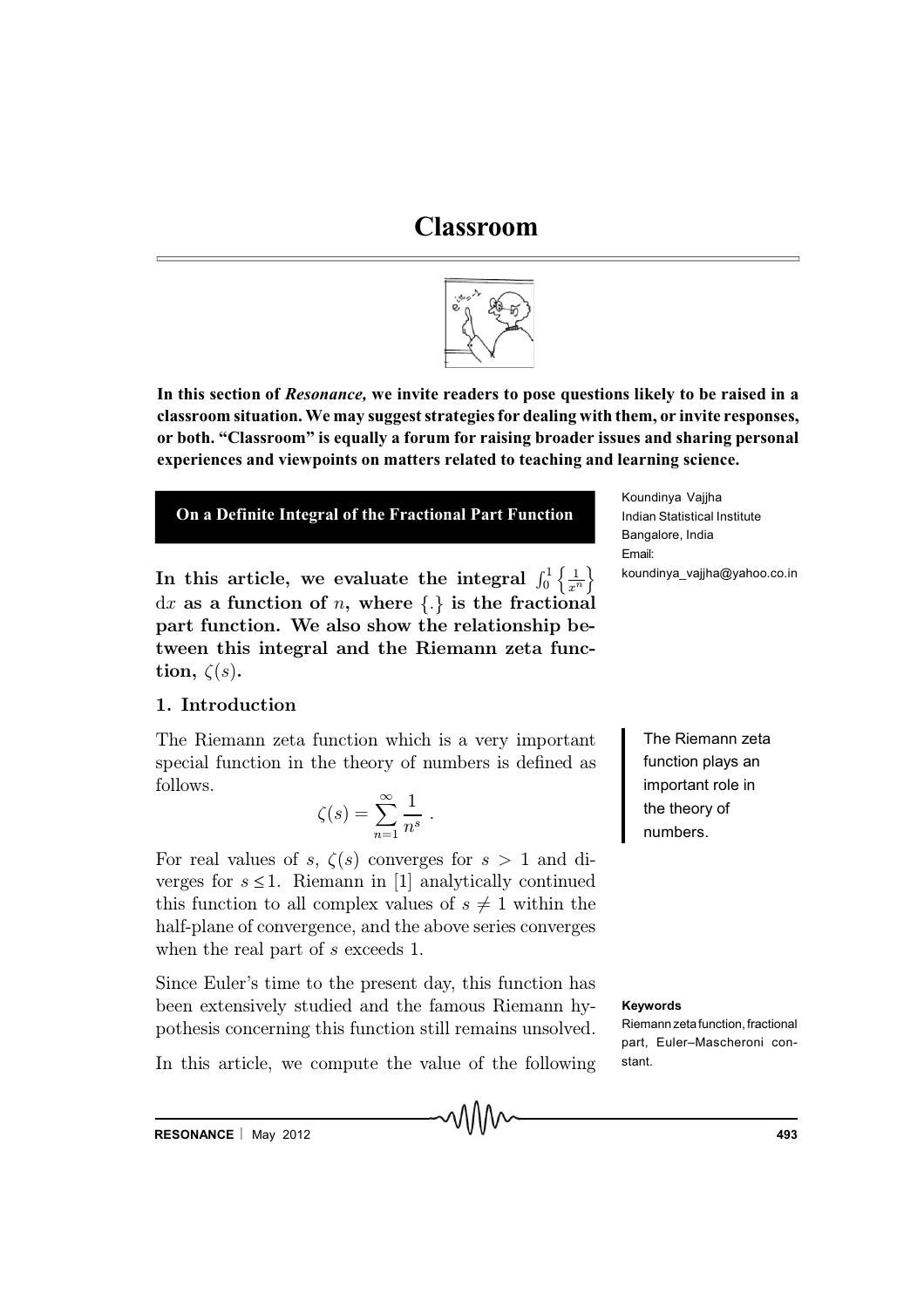# Classroom

**In this section of *Resonance,* we invite readers to pose questions likely to be raised in a classroom situation. We may suggest strategies for dealing with them, or invite responses, or both. "Classroom" is equally a forum for raising broader issues and sharing personal experiences and viewpoints on matters related to teaching and learning science.**

## On a Definite Integral of the Fractional Part Function

Koundinya Vajjha
Indian Statistical Institute
Bangalore, India
Email:
koundinya_vajjha@yahoo.co.in

**In this article, we evaluate the integral $\int_0^1 \left\{\frac{1}{x^n}\right\}$ d$x$ as a function of $n$, where $\{.\}$ is the fractional part function. We also show the relationship between this integral and the Riemann zeta function, $\zeta(s)$.**

### 1. Introduction

The Riemann zeta function which is a very important special function in the theory of numbers is defined as follows.

$$\zeta(s) = \sum_{n=1}^{\infty} \frac{1}{n^s} \ .$$

For real values of $s$, $\zeta(s)$ converges for $s > 1$ and diverges for $s \leq 1$. Riemann in [1] analytically continued this function to all complex values of $s \neq 1$ within the half-plane of convergence, and the above series converges when the real part of $s$ exceeds 1.

The Riemann zeta function plays an important role in the theory of numbers.

Since Euler's time to the present day, this function has been extensively studied and the famous Riemann hypothesis concerning this function still remains unsolved.

**Keywords**
Riemann zeta function, fractional part, Euler–Mascheroni constant.

In this article, we compute the value of the following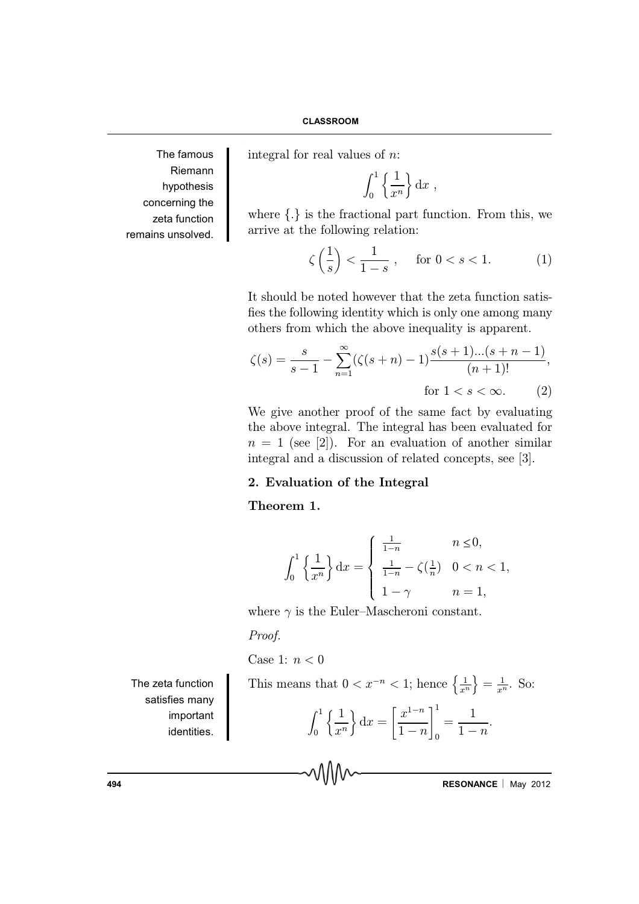integral for real values of $n$:

$$\int_0^1 \left\{ \frac{1}{x^n} \right\} \mathrm{d}x \ ,$$

where $\{.\}$ is the fractional part function. From this, we arrive at the following relation:

$$\zeta\left(\frac{1}{s}\right) < \frac{1}{1-s} \ , \quad \text{for } 0 < s < 1. \tag{1}$$

The famous Riemann hypothesis concerning the zeta function remains unsolved.

It should be noted however that the zeta function satisfies the following identity which is only one among many others from which the above inequality is apparent.

$$\zeta(s) = \frac{s}{s-1} - \sum_{n=1}^{\infty} (\zeta(s+n) - 1) \frac{s(s+1)...(s+n-1)}{(n+1)!}, \quad \text{for } 1 < s < \infty. \tag{2}$$

We give another proof of the same fact by evaluating the above integral. The integral has been evaluated for $n = 1$ (see [2]). For an evaluation of another similar integral and a discussion of related concepts, see [3].

## 2. Evaluation of the Integral

**Theorem 1.**

$$\int_0^1 \left\{ \frac{1}{x^n} \right\} \mathrm{d}x = \begin{cases} \frac{1}{1-n} & n \leq 0, \\ \frac{1}{1-n} - \zeta(\frac{1}{n}) & 0 < n < 1, \\ 1 - \gamma & n = 1, \end{cases}$$

where $\gamma$ is the Euler–Mascheroni constant.

*Proof.*

Case 1: $n < 0$

The zeta function satisfies many important identities.

This means that $0 < x^{-n} < 1$; hence $\left\{ \frac{1}{x^n} \right\} = \frac{1}{x^n}$. So:

$$\int_0^1 \left\{ \frac{1}{x^n} \right\} \mathrm{d}x = \left[ \frac{x^{1-n}}{1-n} \right]_0^1 = \frac{1}{1-n}.$$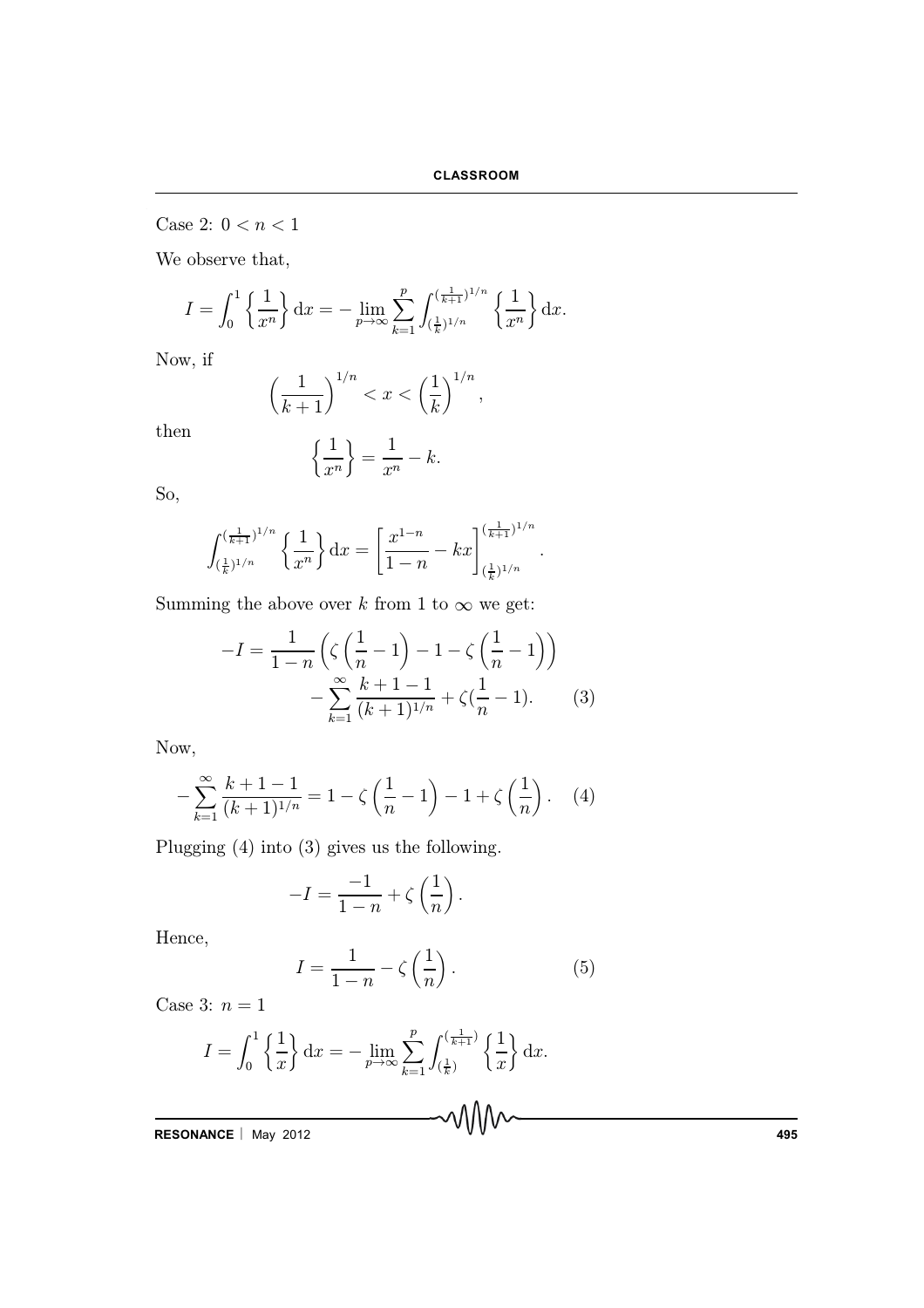Case 2: $0 < n < 1$

We observe that,

$$I = \int_0^1 \left\{ \frac{1}{x^n} \right\} \mathrm{d}x = - \lim_{p \to \infty} \sum_{k=1}^{p} \int_{(\frac{1}{k})^{1/n}}^{(\frac{1}{k+1})^{1/n}} \left\{ \frac{1}{x^n} \right\} \mathrm{d}x.$$

Now, if

$$\left( \frac{1}{k+1} \right)^{1/n} < x < \left( \frac{1}{k} \right)^{1/n},$$

then

$$\left\{ \frac{1}{x^n} \right\} = \frac{1}{x^n} - k.$$

So,

$$\int_{(\frac{1}{k})^{1/n}}^{(\frac{1}{k+1})^{1/n}} \left\{ \frac{1}{x^n} \right\} \mathrm{d}x = \left[ \frac{x^{1-n}}{1-n} - kx \right]_{(\frac{1}{k})^{1/n}}^{(\frac{1}{k+1})^{1/n}}.$$

Summing the above over $k$ from 1 to $\infty$ we get:

$$-I = \frac{1}{1-n} \left( \zeta \left( \frac{1}{n} - 1 \right) - 1 - \zeta \left( \frac{1}{n} - 1 \right) \right) - \sum_{k=1}^{\infty} \frac{k+1-1}{(k+1)^{1/n}} + \zeta(\frac{1}{n} - 1). \qquad (3)$$

Now,

$$- \sum_{k=1}^{\infty} \frac{k+1-1}{(k+1)^{1/n}} = 1 - \zeta \left( \frac{1}{n} - 1 \right) - 1 + \zeta \left( \frac{1}{n} \right). \qquad (4)$$

Plugging (4) into (3) gives us the following.

$$-I = \frac{-1}{1-n} + \zeta \left( \frac{1}{n} \right).$$

Hence,

$$I = \frac{1}{1-n} - \zeta \left( \frac{1}{n} \right). \qquad (5)$$

Case 3: $n = 1$

$$I = \int_0^1 \left\{ \frac{1}{x} \right\} \mathrm{d}x = - \lim_{p \to \infty} \sum_{k=1}^{p} \int_{(\frac{1}{k})}^{(\frac{1}{k+1})} \left\{ \frac{1}{x} \right\} \mathrm{d}x.$$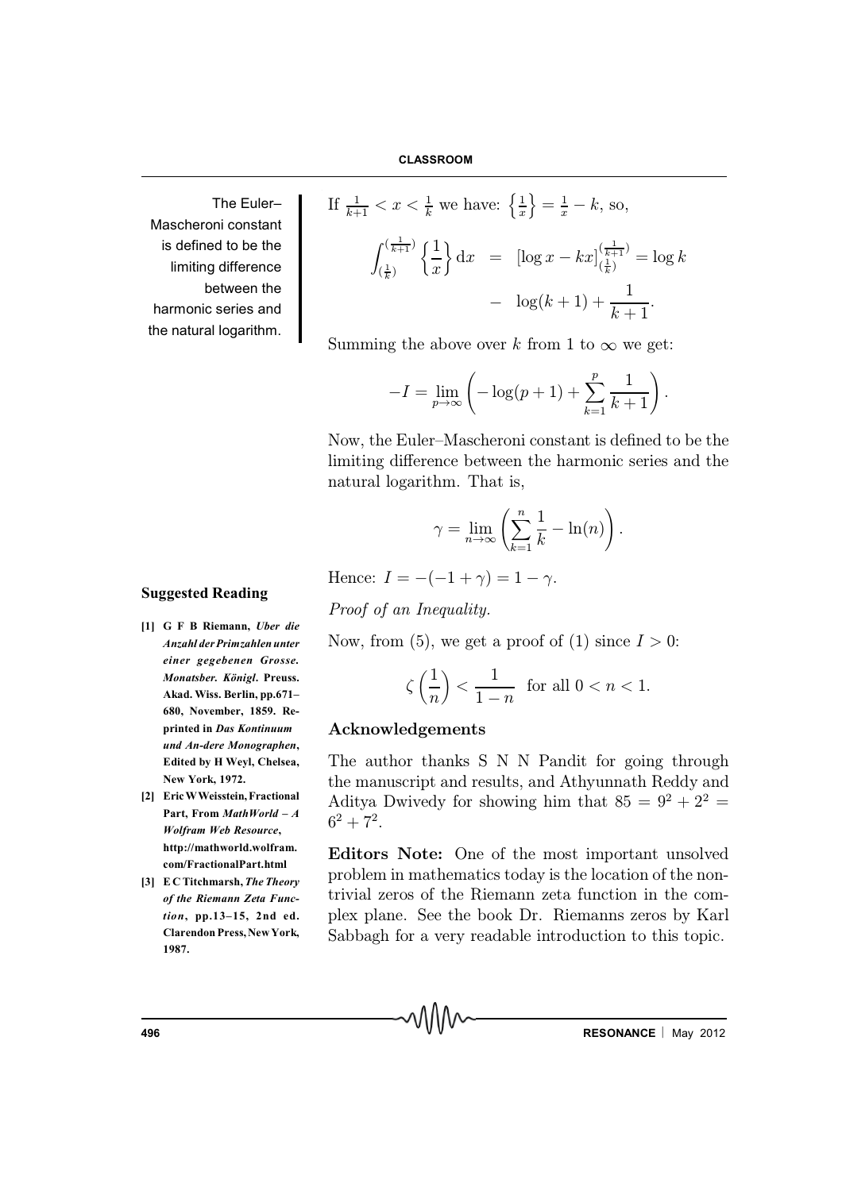If $\frac{1}{k+1} < x < \frac{1}{k}$ we have: $\left\{\frac{1}{x}\right\} = \frac{1}{x} - k$, so,

$$\int_{(\frac{1}{k})}^{(\frac{1}{k+1})} \left\{\frac{1}{x}\right\} \mathrm{d}x = [\log x - kx]_{(\frac{1}{k})}^{(\frac{1}{k+1})} = \log k - \log(k+1) + \frac{1}{k+1}.$$

Summing the above over $k$ from 1 to $\infty$ we get:

$$-I = \lim_{p \to \infty} \left( -\log(p+1) + \sum_{k=1}^{p} \frac{1}{k+1} \right).$$

Now, the Euler–Mascheroni constant is defined to be the limiting difference between the harmonic series and the natural logarithm. That is,

$$\gamma = \lim_{n \to \infty} \left( \sum_{k=1}^{n} \frac{1}{k} - \ln(n) \right).$$

Hence: $I = -(-1 + \gamma) = 1 - \gamma$.

The Euler–Mascheroni constant is defined to be the limiting difference between the harmonic series and the natural logarithm.

*Proof of an Inequality.*

Now, from (5), we get a proof of (1) since $I > 0$:

$$\zeta\left(\frac{1}{n}\right) < \frac{1}{1-n} \quad \text{for all } 0 < n < 1.$$

## Acknowledgements

The author thanks S N N Pandit for going through the manuscript and results, and Athyunnath Reddy and Aditya Dwivedy for showing him that $85 = 9^2 + 2^2 = 6^2 + 7^2$.

**Editors Note:** One of the most important unsolved problem in mathematics today is the location of the non-trivial zeros of the Riemann zeta function in the complex plane. See the book Dr. Riemanns zeros by Karl Sabbagh for a very readable introduction to this topic.

## Suggested Reading

**[1] G F B Riemann, *Uber die Anzahl der Primzahlen unter einer gegebenen Grosse. Monatsber. Königl.* Preuss. Akad. Wiss. Berlin, pp.671–680, November, 1859. Reprinted in *Das Kontinuum und An-dere Monographen*, Edited by H Weyl, Chelsea, New York, 1972.**

**[2] Eric W Weisstein, Fractional Part, From *MathWorld – A Wolfram Web Resource*, http://mathworld.wolfram.com/FractionalPart.html**

**[3] E C Titchmarsh, *The Theory of the Riemann Zeta Function*, pp.13–15, 2nd ed. Clarendon Press, New York, 1987.**